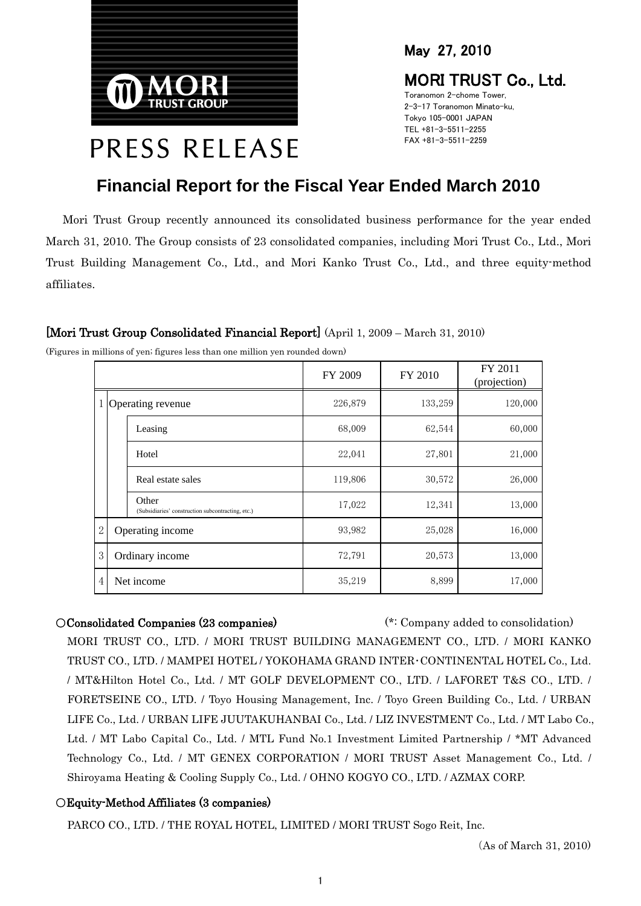May 27, 2010

MORI TRUST Co., Ltd.

Toranomon 2-chome Tower,
2-3-17 Toranomon Minato-ku,
Tokyo 105-0001 JAPAN
TEL +81-3-5511-2255
FAX +81-3-5511-2259

PRESS RELEASE

# Financial Report for the Fiscal Year Ended March 2010

Mori Trust Group recently announced its consolidated business performance for the year ended March 31, 2010. The Group consists of 23 consolidated companies, including Mori Trust Co., Ltd., Mori Trust Building Management Co., Ltd., and Mori Kanko Trust Co., Ltd., and three equity-method affiliates.

**[Mori Trust Group Consolidated Financial Report]** (April 1, 2009 – March 31, 2010)

(Figures in millions of yen; figures less than one million yen rounded down)

| | | | FY 2009 | FY 2010 | FY 2011 (projection) |
|---|---|---|---|---|---|
| 1 | Operating revenue | | 226,879 | 133,259 | 120,000 |
| | | Leasing | 68,009 | 62,544 | 60,000 |
| | | Hotel | 22,041 | 27,801 | 21,000 |
| | | Real estate sales | 119,806 | 30,572 | 26,000 |
| | | Other (Subsidiaries' construction subcontracting, etc.) | 17,022 | 12,341 | 13,000 |
| 2 | Operating income | | 93,982 | 25,028 | 16,000 |
| 3 | Ordinary income | | 72,791 | 20,573 | 13,000 |
| 4 | Net income | | 35,219 | 8,899 | 17,000 |

**○Consolidated Companies (23 companies)** (*: Company added to consolidation)

MORI TRUST CO., LTD. / MORI TRUST BUILDING MANAGEMENT CO., LTD. / MORI KANKO TRUST CO., LTD. / MAMPEI HOTEL / YOKOHAMA GRAND INTER･CONTINENTAL HOTEL Co., Ltd. / MT&Hilton Hotel Co., Ltd. / MT GOLF DEVELOPMENT CO., LTD. / LAFORET T&S CO., LTD. / FORETSEINE CO., LTD. / Toyo Housing Management, Inc. / Toyo Green Building Co., Ltd. / URBAN LIFE Co., Ltd. / URBAN LIFE JUUTAKUHANBAI Co., Ltd. / LIZ INVESTMENT Co., Ltd. / MT Labo Co., Ltd. / MT Labo Capital Co., Ltd. / MTL Fund No.1 Investment Limited Partnership / *MT Advanced Technology Co., Ltd. / MT GENEX CORPORATION / MORI TRUST Asset Management Co., Ltd. / Shiroyama Heating & Cooling Supply Co., Ltd. / OHNO KOGYO CO., LTD. / AZMAX CORP.

**○Equity-Method Affiliates (3 companies)**

PARCO CO., LTD. / THE ROYAL HOTEL, LIMITED / MORI TRUST Sogo Reit, Inc.

(As of March 31, 2010)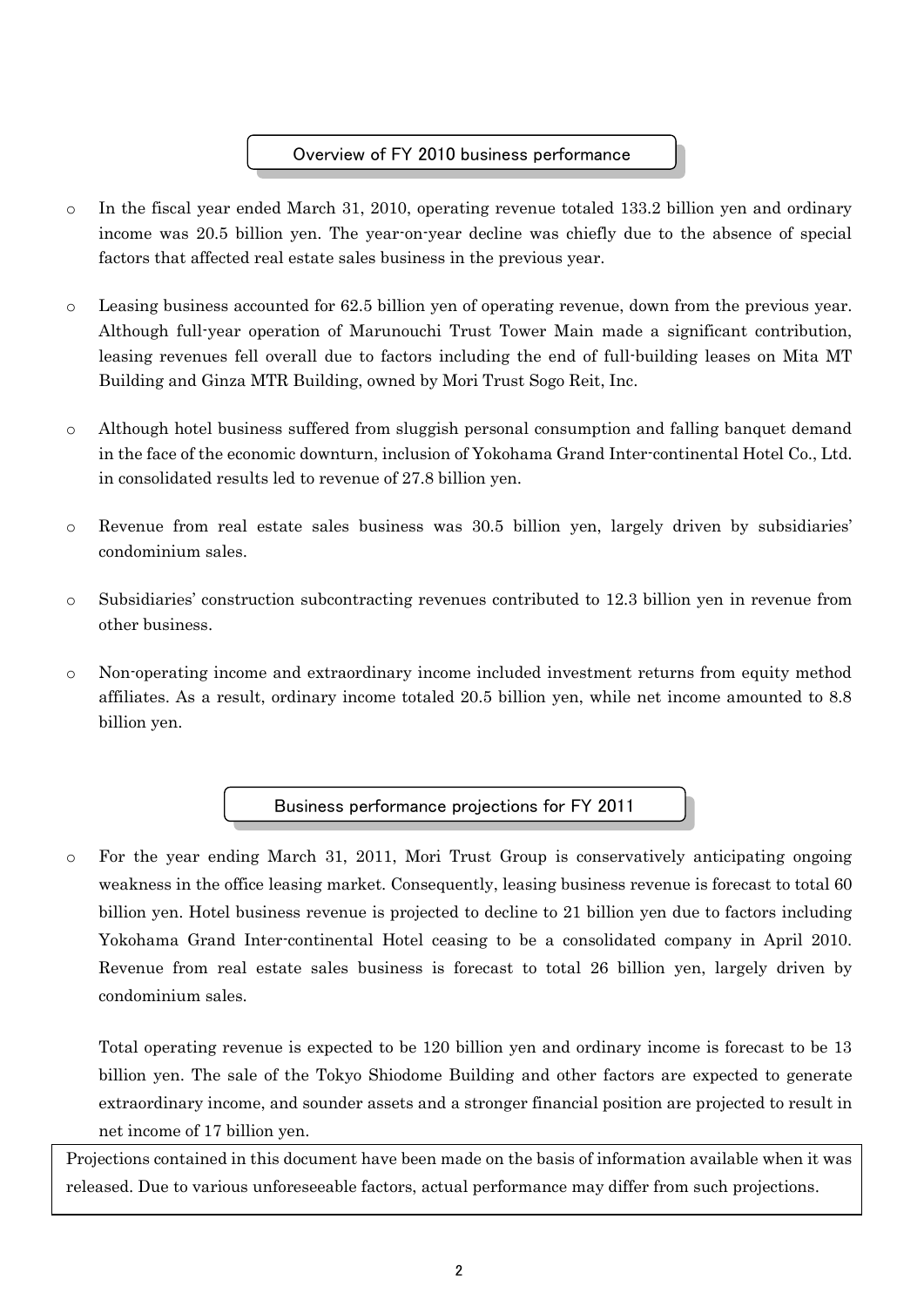## Overview of FY 2010 business performance

- In the fiscal year ended March 31, 2010, operating revenue totaled 133.2 billion yen and ordinary income was 20.5 billion yen. The year-on-year decline was chiefly due to the absence of special factors that affected real estate sales business in the previous year.

- Leasing business accounted for 62.5 billion yen of operating revenue, down from the previous year. Although full-year operation of Marunouchi Trust Tower Main made a significant contribution, leasing revenues fell overall due to factors including the end of full-building leases on Mita MT Building and Ginza MTR Building, owned by Mori Trust Sogo Reit, Inc.

- Although hotel business suffered from sluggish personal consumption and falling banquet demand in the face of the economic downturn, inclusion of Yokohama Grand Inter-continental Hotel Co., Ltd. in consolidated results led to revenue of 27.8 billion yen.

- Revenue from real estate sales business was 30.5 billion yen, largely driven by subsidiaries' condominium sales.

- Subsidiaries' construction subcontracting revenues contributed to 12.3 billion yen in revenue from other business.

- Non-operating income and extraordinary income included investment returns from equity method affiliates. As a result, ordinary income totaled 20.5 billion yen, while net income amounted to 8.8 billion yen.

## Business performance projections for FY 2011

- For the year ending March 31, 2011, Mori Trust Group is conservatively anticipating ongoing weakness in the office leasing market. Consequently, leasing business revenue is forecast to total 60 billion yen. Hotel business revenue is projected to decline to 21 billion yen due to factors including Yokohama Grand Inter-continental Hotel ceasing to be a consolidated company in April 2010. Revenue from real estate sales business is forecast to total 26 billion yen, largely driven by condominium sales.

  Total operating revenue is expected to be 120 billion yen and ordinary income is forecast to be 13 billion yen. The sale of the Tokyo Shiodome Building and other factors are expected to generate extraordinary income, and sounder assets and a stronger financial position are projected to result in net income of 17 billion yen.

Projections contained in this document have been made on the basis of information available when it was released. Due to various unforeseeable factors, actual performance may differ from such projections.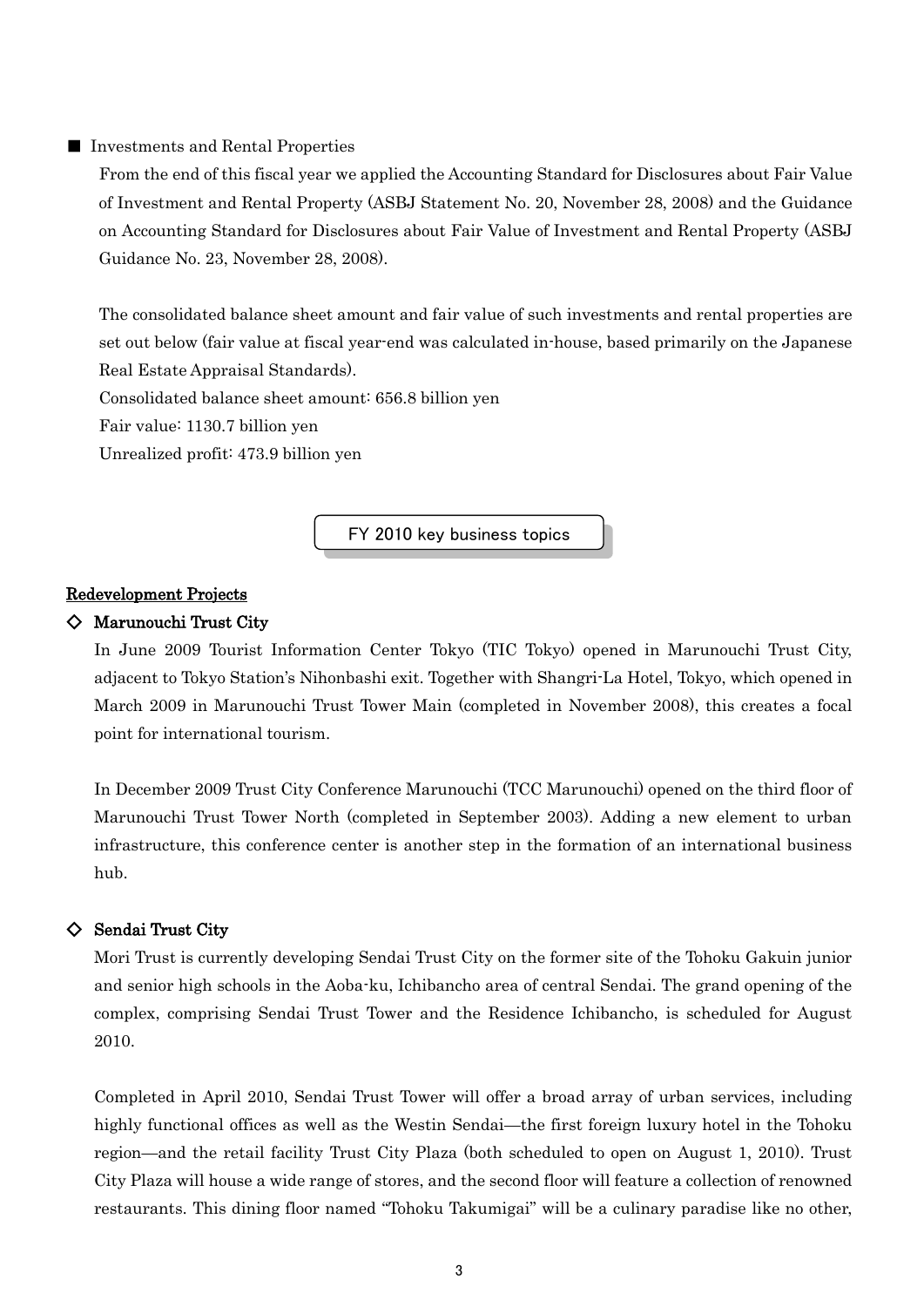■ Investments and Rental Properties

From the end of this fiscal year we applied the Accounting Standard for Disclosures about Fair Value of Investment and Rental Property (ASBJ Statement No. 20, November 28, 2008) and the Guidance on Accounting Standard for Disclosures about Fair Value of Investment and Rental Property (ASBJ Guidance No. 23, November 28, 2008).

The consolidated balance sheet amount and fair value of such investments and rental properties are set out below (fair value at fiscal year-end was calculated in-house, based primarily on the Japanese Real Estate Appraisal Standards).

Consolidated balance sheet amount: 656.8 billion yen

Fair value: 1130.7 billion yen

Unrealized profit: 473.9 billion yen

## FY 2010 key business topics

### Redevelopment Projects

#### ◇ Marunouchi Trust City

In June 2009 Tourist Information Center Tokyo (TIC Tokyo) opened in Marunouchi Trust City, adjacent to Tokyo Station's Nihonbashi exit. Together with Shangri-La Hotel, Tokyo, which opened in March 2009 in Marunouchi Trust Tower Main (completed in November 2008), this creates a focal point for international tourism.

In December 2009 Trust City Conference Marunouchi (TCC Marunouchi) opened on the third floor of Marunouchi Trust Tower North (completed in September 2003). Adding a new element to urban infrastructure, this conference center is another step in the formation of an international business hub.

#### ◇ Sendai Trust City

Mori Trust is currently developing Sendai Trust City on the former site of the Tohoku Gakuin junior and senior high schools in the Aoba-ku, Ichibancho area of central Sendai. The grand opening of the complex, comprising Sendai Trust Tower and the Residence Ichibancho, is scheduled for August 2010.

Completed in April 2010, Sendai Trust Tower will offer a broad array of urban services, including highly functional offices as well as the Westin Sendai—the first foreign luxury hotel in the Tohoku region—and the retail facility Trust City Plaza (both scheduled to open on August 1, 2010). Trust City Plaza will house a wide range of stores, and the second floor will feature a collection of renowned restaurants. This dining floor named "Tohoku Takumigai" will be a culinary paradise like no other,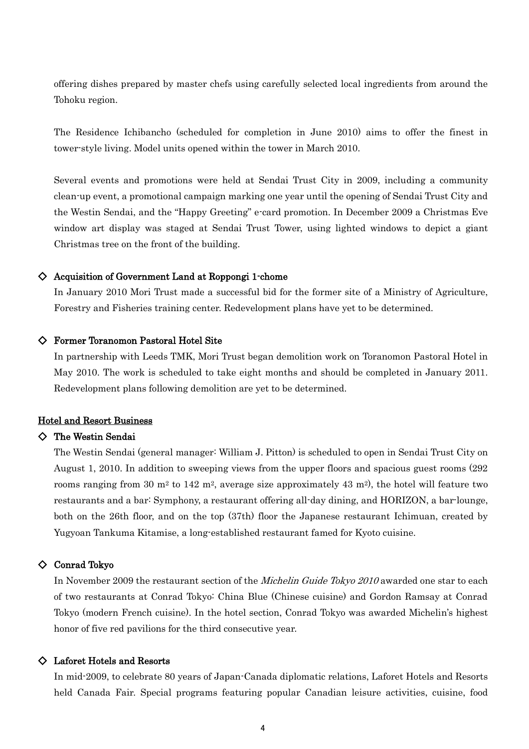offering dishes prepared by master chefs using carefully selected local ingredients from around the Tohoku region.

The Residence Ichibancho (scheduled for completion in June 2010) aims to offer the finest in tower-style living. Model units opened within the tower in March 2010.

Several events and promotions were held at Sendai Trust City in 2009, including a community clean-up event, a promotional campaign marking one year until the opening of Sendai Trust City and the Westin Sendai, and the "Happy Greeting" e-card promotion. In December 2009 a Christmas Eve window art display was staged at Sendai Trust Tower, using lighted windows to depict a giant Christmas tree on the front of the building.

### ◇ Acquisition of Government Land at Roppongi 1-chome

In January 2010 Mori Trust made a successful bid for the former site of a Ministry of Agriculture, Forestry and Fisheries training center. Redevelopment plans have yet to be determined.

### ◇ Former Toranomon Pastoral Hotel Site

In partnership with Leeds TMK, Mori Trust began demolition work on Toranomon Pastoral Hotel in May 2010. The work is scheduled to take eight months and should be completed in January 2011. Redevelopment plans following demolition are yet to be determined.

## Hotel and Resort Business

### ◇ The Westin Sendai

The Westin Sendai (general manager: William J. Pitton) is scheduled to open in Sendai Trust City on August 1, 2010. In addition to sweeping views from the upper floors and spacious guest rooms (292 rooms ranging from 30 $m^2$ to 142 $m^2$, average size approximately 43 $m^2$), the hotel will feature two restaurants and a bar: Symphony, a restaurant offering all-day dining, and HORIZON, a bar-lounge, both on the 26th floor, and on the top (37th) floor the Japanese restaurant Ichimuan, created by Yugyoan Tankuma Kitamise, a long-established restaurant famed for Kyoto cuisine.

### ◇ Conrad Tokyo

In November 2009 the restaurant section of the *Michelin Guide Tokyo 2010* awarded one star to each of two restaurants at Conrad Tokyo: China Blue (Chinese cuisine) and Gordon Ramsay at Conrad Tokyo (modern French cuisine). In the hotel section, Conrad Tokyo was awarded Michelin's highest honor of five red pavilions for the third consecutive year.

### ◇ Laforet Hotels and Resorts

In mid-2009, to celebrate 80 years of Japan-Canada diplomatic relations, Laforet Hotels and Resorts held Canada Fair. Special programs featuring popular Canadian leisure activities, cuisine, food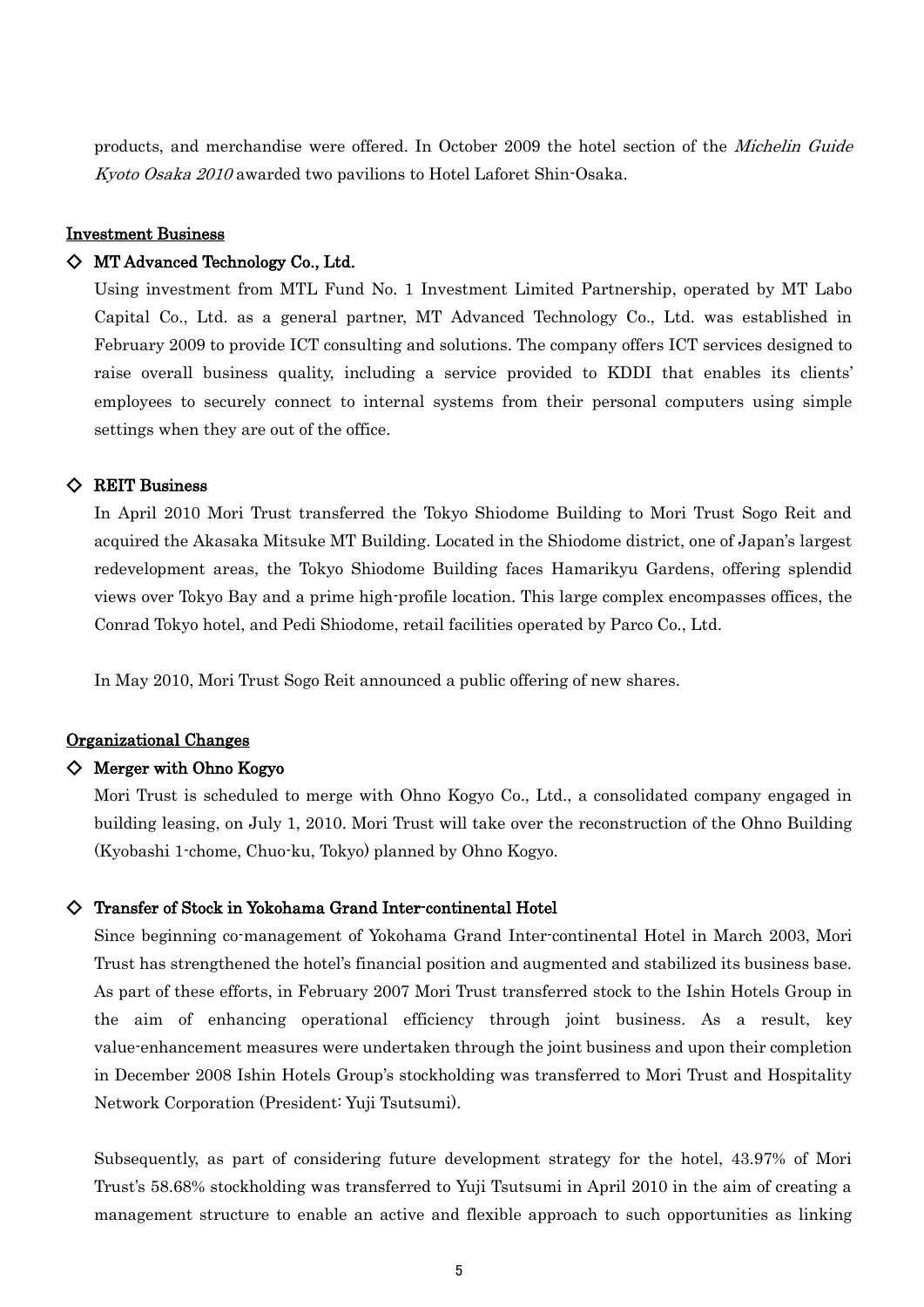products, and merchandise were offered. In October 2009 the hotel section of the *Michelin Guide Kyoto Osaka 2010* awarded two pavilions to Hotel Laforet Shin-Osaka.

## Investment Business

### ◇ MT Advanced Technology Co., Ltd.

Using investment from MTL Fund No. 1 Investment Limited Partnership, operated by MT Labo Capital Co., Ltd. as a general partner, MT Advanced Technology Co., Ltd. was established in February 2009 to provide ICT consulting and solutions. The company offers ICT services designed to raise overall business quality, including a service provided to KDDI that enables its clients' employees to securely connect to internal systems from their personal computers using simple settings when they are out of the office.

### ◇ REIT Business

In April 2010 Mori Trust transferred the Tokyo Shiodome Building to Mori Trust Sogo Reit and acquired the Akasaka Mitsuke MT Building. Located in the Shiodome district, one of Japan's largest redevelopment areas, the Tokyo Shiodome Building faces Hamarikyu Gardens, offering splendid views over Tokyo Bay and a prime high-profile location. This large complex encompasses offices, the Conrad Tokyo hotel, and Pedi Shiodome, retail facilities operated by Parco Co., Ltd.

In May 2010, Mori Trust Sogo Reit announced a public offering of new shares.

## Organizational Changes

### ◇ Merger with Ohno Kogyo

Mori Trust is scheduled to merge with Ohno Kogyo Co., Ltd., a consolidated company engaged in building leasing, on July 1, 2010. Mori Trust will take over the reconstruction of the Ohno Building (Kyobashi 1-chome, Chuo-ku, Tokyo) planned by Ohno Kogyo.

### ◇ Transfer of Stock in Yokohama Grand Inter-continental Hotel

Since beginning co-management of Yokohama Grand Inter-continental Hotel in March 2003, Mori Trust has strengthened the hotel's financial position and augmented and stabilized its business base. As part of these efforts, in February 2007 Mori Trust transferred stock to the Ishin Hotels Group in the aim of enhancing operational efficiency through joint business. As a result, key value-enhancement measures were undertaken through the joint business and upon their completion in December 2008 Ishin Hotels Group's stockholding was transferred to Mori Trust and Hospitality Network Corporation (President: Yuji Tsutsumi).

Subsequently, as part of considering future development strategy for the hotel, 43.97% of Mori Trust's 58.68% stockholding was transferred to Yuji Tsutsumi in April 2010 in the aim of creating a management structure to enable an active and flexible approach to such opportunities as linking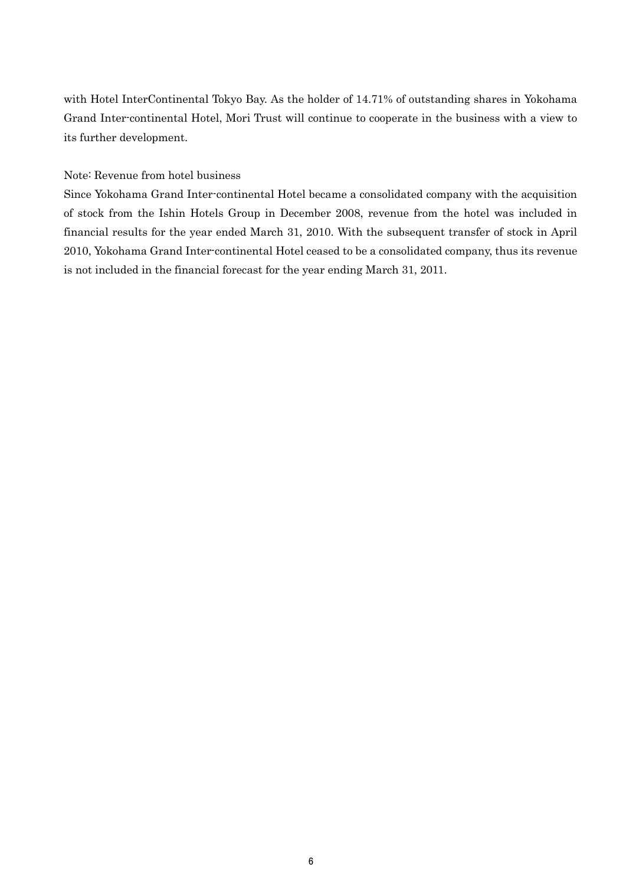with Hotel InterContinental Tokyo Bay. As the holder of 14.71% of outstanding shares in Yokohama Grand Inter-continental Hotel, Mori Trust will continue to cooperate in the business with a view to its further development.

Note: Revenue from hotel business

Since Yokohama Grand Inter-continental Hotel became a consolidated company with the acquisition of stock from the Ishin Hotels Group in December 2008, revenue from the hotel was included in financial results for the year ended March 31, 2010. With the subsequent transfer of stock in April 2010, Yokohama Grand Inter-continental Hotel ceased to be a consolidated company, thus its revenue is not included in the financial forecast for the year ending March 31, 2011.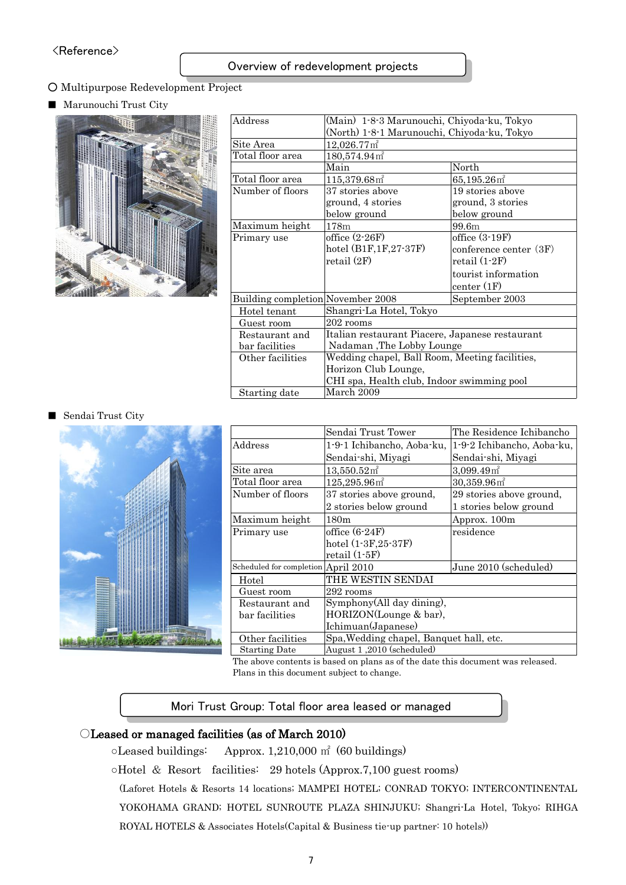<Reference>

## Overview of redevelopment projects

○ Multipurpose Redevelopment Project

■ Marunouchi Trust City

| | | |
|---|---|---|
| Address | (Main) 1-8-3 Marunouchi, Chiyoda-ku, Tokyo<br>(North) 1-8-1 Marunouchi, Chiyoda-ku, Tokyo | |
| Site Area | 12,026.77㎡ | |
| Total floor area | 180,574.94㎡ | |
| | Main | North |
| Total floor area | 115,379.68㎡ | 65,195.26㎡ |
| Number of floors | 37 stories above ground, 4 stories below ground | 19 stories above ground, 3 stories below ground |
| Maximum height | 178m | 99.6m |
| Primary use | office (2-26F)<br>hotel (B1F,1F,27-37F)<br>retail (2F) | office (3-19F)<br>conference center (3F)<br>retail (1-2F)<br>tourist information center (1F) |
| Building completion | November 2008 | September 2003 |
| Hotel tenant | Shangri-La Hotel, Tokyo | |
| Guest room | 202 rooms | |
| Restaurant and bar facilities | Italian restaurant Piacere, Japanese restaurant Nadaman ,The Lobby Lounge | |
| Other facilities | Wedding chapel, Ball Room, Meeting facilities, Horizon Club Lounge, CHI spa, Health club, Indoor swimming pool | |
| Starting date | March 2009 | |

■ Sendai Trust City

| | Sendai Trust Tower | The Residence Ichibancho |
|---|---|---|
| Address | 1-9-1 Ichibancho, Aoba-ku, Sendai-shi, Miyagi | 1-9-2 Ichibancho, Aoba-ku, Sendai-shi, Miyagi |
| Site area | 13,550.52㎡ | 3,099.49㎡ |
| Total floor area | 125,295.96㎡ | 30,359.96㎡ |
| Number of floors | 37 stories above ground, 2 stories below ground | 29 stories above ground, 1 stories below ground |
| Maximum height | 180m | Approx. 100m |
| Primary use | office (6-24F)<br>hotel (1-3F,25-37F)<br>retail (1-5F) | residence |
| Scheduled for completion | April 2010 | June 2010 (scheduled) |
| Hotel | THE WESTIN SENDAI | |
| Guest room | 292 rooms | |
| Restaurant and bar facilities | Symphony(All day dining), HORIZON(Lounge & bar), Ichimuan(Japanese) | |
| Other facilities | Spa,Wedding chapel, Banquet hall, etc. | |
| Starting Date | August 1 ,2010 (scheduled) | |

The above contents is based on plans as of the date this document was released.
Plans in this document subject to change.

## Mori Trust Group: Total floor area leased or managed

### ○Leased or managed facilities (as of March 2010)

○Leased buildings: Approx. 1,210,000 ㎡ (60 buildings)

○Hotel & Resort facilities: 29 hotels (Approx.7,100 guest rooms)

(Laforet Hotels & Resorts 14 locations; MAMPEI HOTEL; CONRAD TOKYO; INTERCONTINENTAL YOKOHAMA GRAND; HOTEL SUNROUTE PLAZA SHINJUKU; Shangri-La Hotel, Tokyo; RIHGA ROYAL HOTELS & Associates Hotels(Capital & Business tie-up partner: 10 hotels))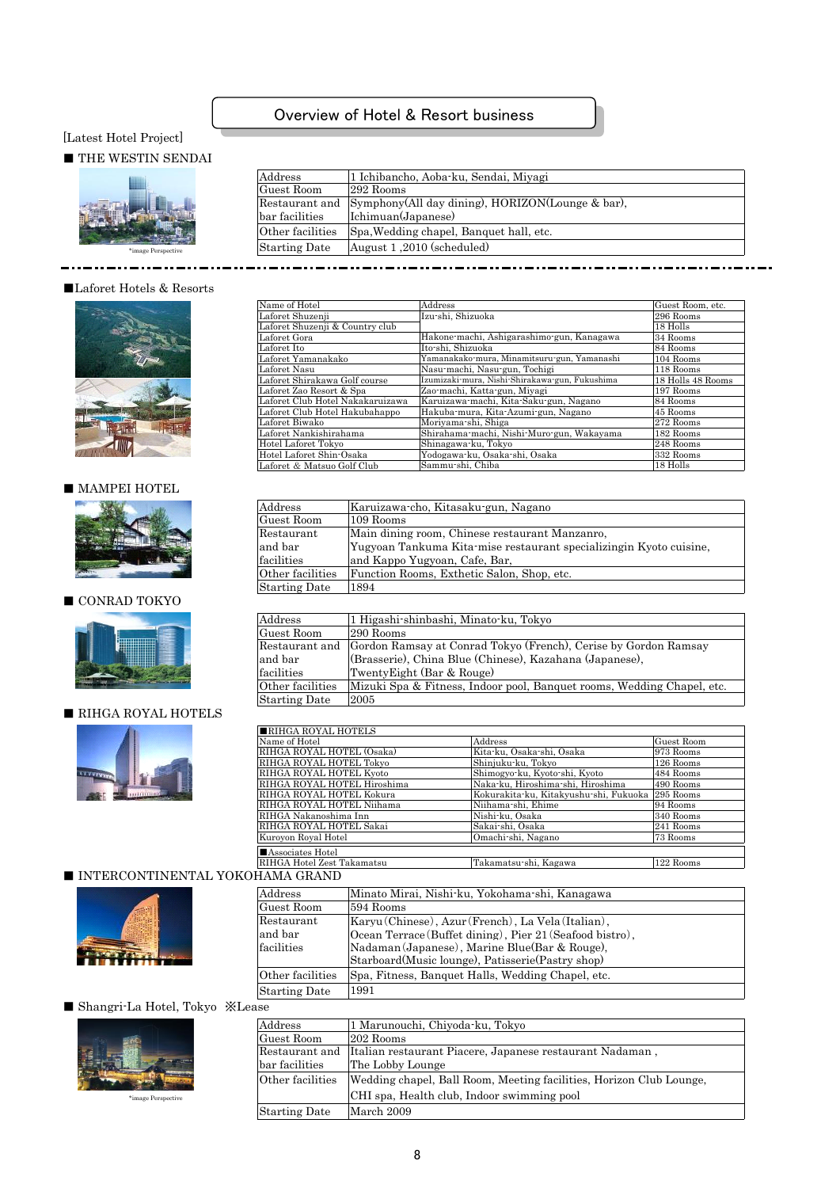# Overview of Hotel & Resort business

[Latest Hotel Project]

■ THE WESTIN SENDAI

*image Perspective

| | |
|---|---|
| Address | 1 Ichibancho, Aoba-ku, Sendai, Miyagi |
| Guest Room | 292 Rooms |
| Restaurant and bar facilities | Symphony(All day dining), HORIZON(Lounge & bar), Ichimuan(Japanese) |
| Other facilities | Spa,Wedding chapel, Banquet hall, etc. |
| Starting Date | August 1 ,2010 (scheduled) |

■Laforet Hotels & Resorts

| Name of Hotel | Address | Guest Room, etc. |
|---|---|---|
| Laforet Shuzenji | Izu-shi, Shizuoka | 296 Rooms |
| Laforet Shuzenji & Country club | | 18 Holls |
| Laforet Gora | Hakone-machi, Ashigarashimo-gun, Kanagawa | 34 Rooms |
| Laforet Ito | Ito-shi, Shizuoka | 84 Rooms |
| Laforet Yamanakako | Yamanakako-mura, Minamitsuru-gun, Yamanashi | 104 Rooms |
| Laforet Nasu | Nasu-machi, Nasu-gun, Tochigi | 118 Rooms |
| Laforet Shirakawa Golf course | Izumizaki-mura, Nishi-Shirakawa-gun, Fukushima | 18 Holls 48 Rooms |
| Laforet Zao Resort & Spa | Zao-machi, Katta-gun, Miyagi | 197 Rooms |
| Laforet Club Hotel Nakakaruizawa | Karuizawa-machi, Kita-Saku-gun, Nagano | 84 Rooms |
| Laforet Club Hotel Hakubahappo | Hakuba-mura, Kita-Azumi-gun, Nagano | 45 Rooms |
| Laforet Biwako | Moriyama-shi, Shiga | 272 Rooms |
| Laforet Nankishirahama | Shirahama-machi, Nishi-Muro-gun, Wakayama | 182 Rooms |
| Hotel Laforet Tokyo | Shinagawa-ku, Tokyo | 248 Rooms |
| Hotel Laforet Shin-Osaka | Yodogawa-ku, Osaka-shi, Osaka | 332 Rooms |
| Laforet & Matsuo Golf Club | Sammu-shi, Chiba | 18 Holls |

■ MAMPEI HOTEL

| | |
|---|---|
| Address | Karuizawa-cho, Kitasaku-gun, Nagano |
| Guest Room | 109 Rooms |
| Restaurant and bar facilities | Main dining room, Chinese restaurant Manzanro, Yugyoan Tankuma Kita-mise restaurant specializingin Kyoto cuisine, and Kappo Yugyoan, Cafe, Bar, |
| Other facilities | Function Rooms, Exthetic Salon, Shop, etc. |
| Starting Date | 1894 |

■ CONRAD TOKYO

| | |
|---|---|
| Address | 1 Higashi-shinbashi, Minato-ku, Tokyo |
| Guest Room | 290 Rooms |
| Restaurant and bar facilities | Gordon Ramsay at Conrad Tokyo (French), Cerise by Gordon Ramsay (Brasserie), China Blue (Chinese), Kazahana (Japanese), TwentyEight (Bar & Rouge) |
| Other facilities | Mizuki Spa & Fitness, Indoor pool, Banquet rooms, Wedding Chapel, etc. |
| Starting Date | 2005 |

■ RIHGA ROYAL HOTELS

| Name of Hotel | Address | Guest Room |
|---|---|---|
| ■RIHGA ROYAL HOTELS | | |
| RIHGA ROYAL HOTEL (Osaka) | Kita-ku, Osaka-shi, Osaka | 973 Rooms |
| RIHGA ROYAL HOTEL Tokyo | Shinjuku-ku, Tokyo | 126 Rooms |
| RIHGA ROYAL HOTEL Kyoto | Shimogyo-ku, Kyoto-shi, Kyoto | 484 Rooms |
| RIHGA ROYAL HOTEL Hiroshima | Naka-ku, Hiroshima-shi, Hiroshima | 490 Rooms |
| RIHGA ROYAL HOTEL Kokura | Kokurakita-ku, Kitakyushu-shi, Fukuoka | 295 Rooms |
| RIHGA ROYAL HOTEL Niihama | Niihama-shi, Ehime | 94 Rooms |
| RIHGA Nakanoshima Inn | Nishi-ku, Osaka | 340 Rooms |
| RIHGA ROYAL HOTEL Sakai | Sakai-shi, Osaka | 241 Rooms |
| Kuroyon Royal Hotel | Omachi-shi, Nagano | 73 Rooms |
| ■Associates Hotel | | |
| RIHGA Hotel Zest Takamatsu | Takamatsu-shi, Kagawa | 122 Rooms |

■ INTERCONTINENTAL YOKOHAMA GRAND

| | |
|---|---|
| Address | Minato Mirai, Nishi-ku, Yokohama-shi, Kanagawa |
| Guest Room | 594 Rooms |
| Restaurant and bar facilities | Karyu (Chinese), Azur (French), La Vela (Italian), Ocean Terrace (Buffet dining), Pier 21 (Seafood bistro), Nadaman (Japanese), Marine Blue(Bar & Rouge), Starboard(Music lounge), Patisserie(Pastry shop) |
| Other facilities | Spa, Fitness, Banquet Halls, Wedding Chapel, etc. |
| Starting Date | 1991 |

■ Shangri-La Hotel, Tokyo ※Lease

*image Perspective

| | |
|---|---|
| Address | 1 Marunouchi, Chiyoda-ku, Tokyo |
| Guest Room | 202 Rooms |
| Restaurant and bar facilities | Italian restaurant Piacere, Japanese restaurant Nadaman , The Lobby Lounge |
| Other facilities | Wedding chapel, Ball Room, Meeting facilities, Horizon Club Lounge, CHI spa, Health club, Indoor swimming pool |
| Starting Date | March 2009 |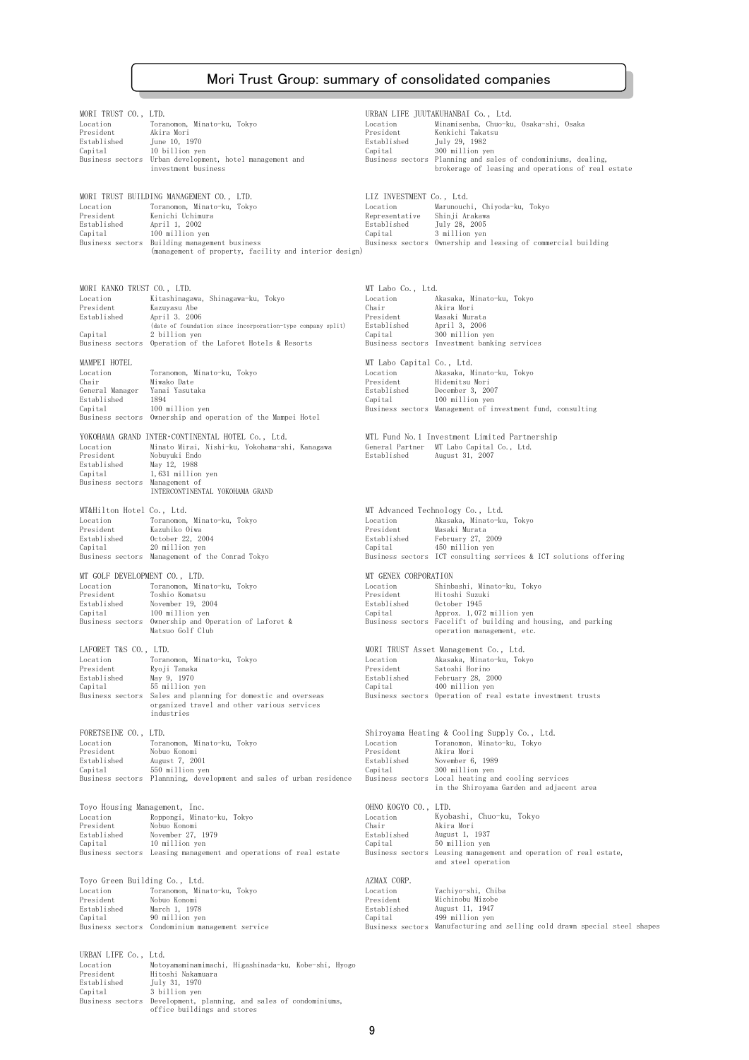# Mori Trust Group: summary of consolidated companies

**MORI TRUST CO., LTD.**

| | |
|---|---|
| Location | Toranomon, Minato-ku, Tokyo |
| President | Akira Mori |
| Established | June 10, 1970 |
| Capital | 10 billion yen |
| Business sectors | Urban development, hotel management and investment business |

**MORI TRUST BUILDING MANAGEMENT CO., LTD.**

| | |
|---|---|
| Location | Toranomon, Minato-ku, Tokyo |
| President | Kenichi Uchimura |
| Established | April 1, 2002 |
| Capital | 100 million yen |
| Business sectors | Building management business (management of property, facility and interior design) |

**MORI KANKO TRUST CO., LTD.**

| | |
|---|---|
| Location | Kitashinagawa, Shinagawa-ku, Tokyo |
| President | Kazuyasu Abe |
| Established | April 3. 2006 (date of foundation since incorporation-type company split) |
| Capital | 2 billion yen |
| Business sectors | Operation of the Laforet Hotels & Resorts |

**MAMPEI HOTEL**

| | |
|---|---|
| Location | Toranomon, Minato-ku, Tokyo |
| Chair | Miwako Date |
| General Manager | Yanai Yasutaka |
| Established | 1894 |
| Capital | 100 million yen |
| Business sectors | Ownership and operation of the Mampei Hotel |

**YOKOHAMA GRAND INTER・CONTINENTAL HOTEL Co., Ltd.**

| | |
|---|---|
| Location | Minato Mirai, Nishi-ku, Yokohama-shi, Kanagawa |
| President | Nobuyuki Endo |
| Established | May 12, 1988 |
| Capital | 1,631 million yen |
| Business sectors | Management of INTERCONTINENTAL YOKOHAMA GRAND |

**MT&Hilton Hotel Co., Ltd.**

| | |
|---|---|
| Location | Toranomon, Minato-ku, Tokyo |
| President | Kazuhiko Oiwa |
| Established | October 22, 2004 |
| Capital | 20 million yen |
| Business sectors | Management of the Conrad Tokyo |

**MT GOLF DEVELOPMENT CO., LTD.**

| | |
|---|---|
| Location | Toranomon, Minato-ku, Tokyo |
| President | Toshio Komatsu |
| Established | November 19, 2004 |
| Capital | 100 million yen |
| Business sectors | Ownership and Operation of Laforet & Matsuo Golf Club |

**LAFORET T&S CO., LTD.**

| | |
|---|---|
| Location | Toranomon, Minato-ku, Tokyo |
| President | Ryoji Tanaka |
| Established | May 9, 1970 |
| Capital | 55 million yen |
| Business sectors | Sales and planning for domestic and overseas organized travel and other various services industries |

**FORETSEINE CO., LTD.**

| | |
|---|---|
| Location | Toranomon, Minato-ku, Tokyo |
| President | Nobuo Konomi |
| Established | August 7, 2001 |
| Capital | 550 million yen |
| Business sectors | Plannning, development and sales of urban residence |

**Toyo Housing Management, Inc.**

| | |
|---|---|
| Location | Roppongi, Minato-ku, Tokyo |
| President | Nobuo Konomi |
| Established | November 27, 1979 |
| Capital | 10 million yen |
| Business sectors | Leasing management and operations of real estate |

**Toyo Green Building Co., Ltd.**

| | |
|---|---|
| Location | Toranomon, Minato-ku, Tokyo |
| President | Nobuo Konomi |
| Established | March 1, 1978 |
| Capital | 90 million yen |
| Business sectors | Condominium management service |

**URBAN LIFE Co., Ltd.**

| | |
|---|---|
| Location | Motoyamaminamimachi, Higashinada-ku, Kobe-shi, Hyogo |
| President | Hitoshi Nakamuara |
| Established | July 31, 1970 |
| Capital | 3 billion yen |
| Business sectors | Development, planning, and sales of condominiums, office buildings and stores |

**URBAN LIFE JUUTAKUHANBAI Co., Ltd.**

| | |
|---|---|
| Location | Minamisenba, Chuo-ku, Osaka-shi, Osaka |
| President | Kenkichi Takatsu |
| Established | July 29, 1982 |
| Capital | 300 million yen |
| Business sectors | Planning and sales of condominiums, dealing, brokerage of leasing and operations of real estate |

**LIZ INVESTMENT Co., Ltd.**

| | |
|---|---|
| Location | Marunouchi, Chiyoda-ku, Tokyo |
| Representative | Shinji Arakawa |
| Established | July 28, 2005 |
| Capital | 3 million yen |
| Business sectors | Ownership and leasing of commercial building |

**MT Labo Co., Ltd.**

| | |
|---|---|
| Location | Akasaka, Minato-ku, Tokyo |
| Chair | Akira Mori |
| President | Masaki Murata |
| Established | April 3, 2006 |
| Capital | 300 million yen |
| Business sectors | Investment banking services |

**MT Labo Capital Co., Ltd.**

| | |
|---|---|
| Location | Akasaka, Minato-ku, Tokyo |
| President | Hidemitsu Mori |
| Established | December 3, 2007 |
| Capital | 100 million yen |
| Business sectors | Management of investment fund, consulting |

**MTL Fund No.1 Investment Limited Partnership**

| | |
|---|---|
| General Partner | MT Labo Capital Co., Ltd. |
| Established | August 31, 2007 |

**MT Advanced Technology Co., Ltd.**

| | |
|---|---|
| Location | Akasaka, Minato-ku, Tokyo |
| President | Masaki Murata |
| Established | February 27, 2009 |
| Capital | 450 million yen |
| Business sectors | ICT consulting services & ICT solutions offering |

**MT GENEX CORPORATION**

| | |
|---|---|
| Location | Shinbashi, Minato-ku, Tokyo |
| President | Hitoshi Suzuki |
| Established | October 1945 |
| Capital | Approx. 1,072 million yen |
| Business sectors | Facelift of building and housing, and parking operation management, etc. |

**MORI TRUST Asset Management Co., Ltd.**

| | |
|---|---|
| Location | Akasaka, Minato-ku, Tokyo |
| President | Satoshi Horino |
| Established | February 28, 2000 |
| Capital | 400 million yen |
| Business sectors | Operation of real estate investment trusts |

**Shiroyama Heating & Cooling Supply Co., Ltd.**

| | |
|---|---|
| Location | Toranomon, Minato-ku, Tokyo |
| President | Akira Mori |
| Established | November 6, 1989 |
| Capital | 300 million yen |
| Business sectors | Local heating and cooling services in the Shiroyama Garden and adjacent area |

**OHNO KOGYO CO., LTD.**

| | |
|---|---|
| Location | Kyobashi, Chuo-ku, Tokyo |
| Chair | Akira Mori |
| Established | August 1, 1937 |
| Capital | 50 million yen |
| Business sectors | Leasing management and operation of real estate, and steel operation |

**AZMAX CORP.**

| | |
|---|---|
| Location | Yachiyo-shi, Chiba |
| President | Michinobu Mizobe |
| Established | August 11, 1947 |
| Capital | 499 million yen |
| Business sectors | Manufacturing and selling cold drawn special steel shapes |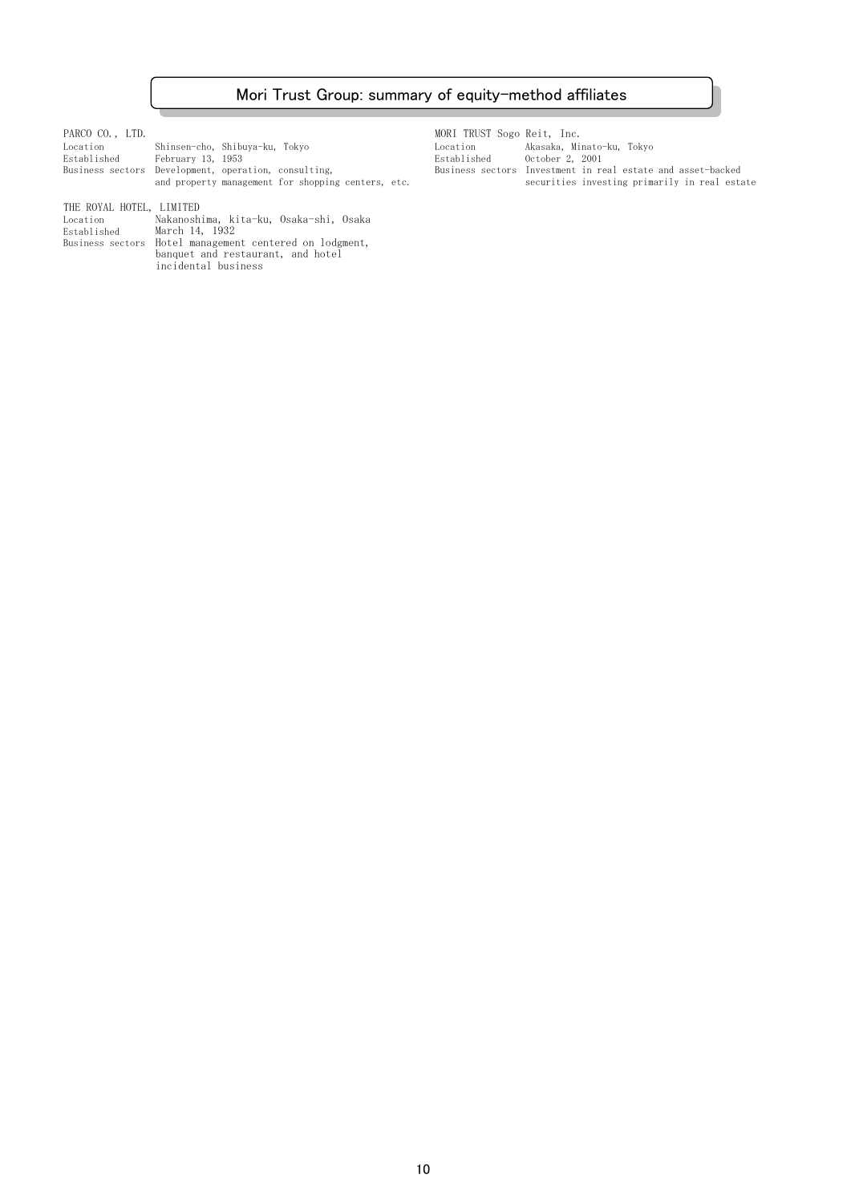# Mori Trust Group: summary of equity-method affiliates

PARCO CO., LTD.

| | |
|---|---|
| Location | Shinsen-cho, Shibuya-ku, Tokyo |
| Established | February 13, 1953 |
| Business sectors | Development, operation, consulting, and property management for shopping centers, etc. |

THE ROYAL HOTEL, LIMITED

| | |
|---|---|
| Location | Nakanoshima, kita-ku, Osaka-shi, Osaka |
| Established | March 14, 1932 |
| Business sectors | Hotel management centered on lodgment, banquet and restaurant, and hotel incidental business |

MORI TRUST Sogo Reit, Inc.

| | |
|---|---|
| Location | Akasaka, Minato-ku, Tokyo |
| Established | October 2, 2001 |
| Business sectors | Investment in real estate and asset-backed securities investing primarily in real estate |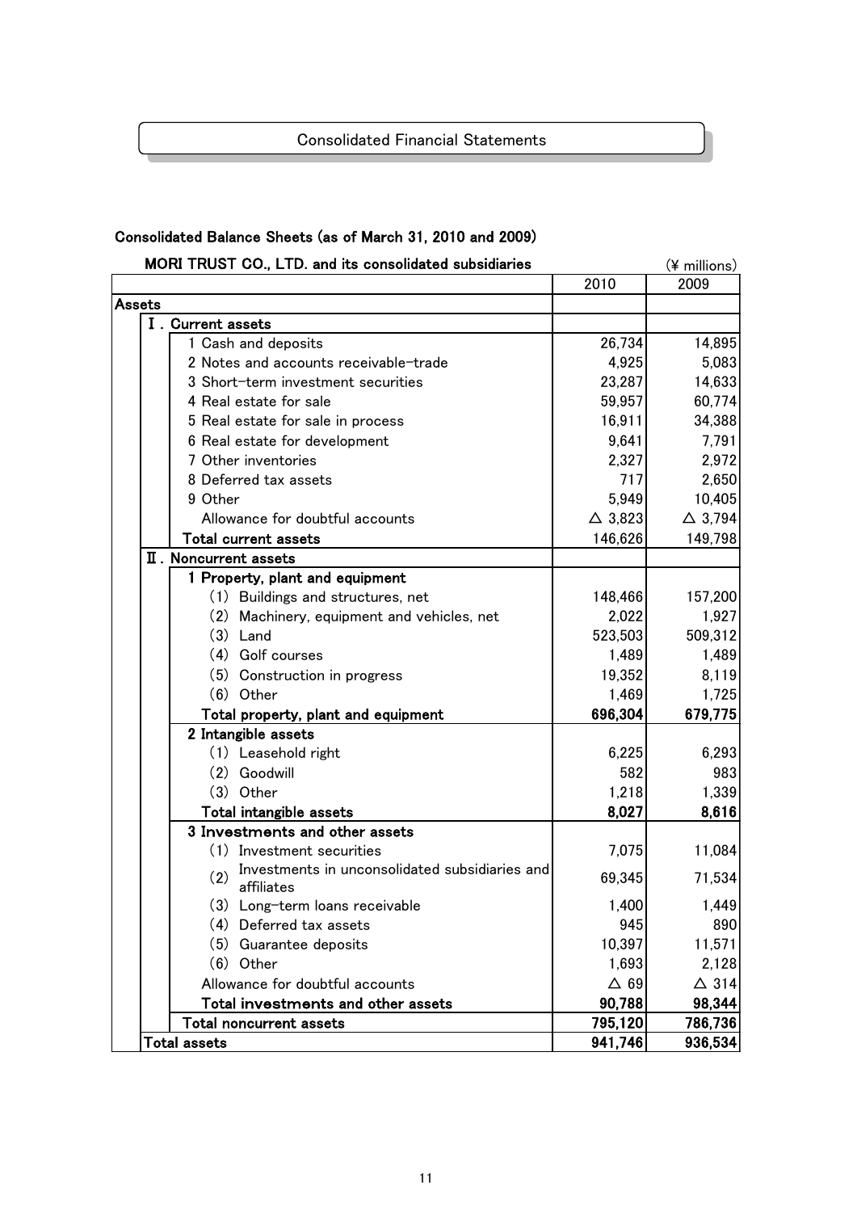# Consolidated Financial Statements

## Consolidated Balance Sheets (as of March 31, 2010 and 2009)

MORI TRUST CO., LTD. and its consolidated subsidiaries (¥ millions)

| | 2010 | 2009 |
|---|---|---|
| **Assets** | | |
| **Ⅰ. Current assets** | | |
| 1 Cash and deposits | 26,734 | 14,895 |
| 2 Notes and accounts receivable-trade | 4,925 | 5,083 |
| 3 Short-term investment securities | 23,287 | 14,633 |
| 4 Real estate for sale | 59,957 | 60,774 |
| 5 Real estate for sale in process | 16,911 | 34,388 |
| 6 Real estate for development | 9,641 | 7,791 |
| 7 Other inventories | 2,327 | 2,972 |
| 8 Deferred tax assets | 717 | 2,650 |
| 9 Other | 5,949 | 10,405 |
| Allowance for doubtful accounts | △ 3,823 | △ 3,794 |
| Total current assets | 146,626 | 149,798 |
| **Ⅱ. Noncurrent assets** | | |
| **1 Property, plant and equipment** | | |
| (1) Buildings and structures, net | 148,466 | 157,200 |
| (2) Machinery, equipment and vehicles, net | 2,022 | 1,927 |
| (3) Land | 523,503 | 509,312 |
| (4) Golf courses | 1,489 | 1,489 |
| (5) Construction in progress | 19,352 | 8,119 |
| (6) Other | 1,469 | 1,725 |
| **Total property, plant and equipment** | **696,304** | **679,775** |
| **2 Intangible assets** | | |
| (1) Leasehold right | 6,225 | 6,293 |
| (2) Goodwill | 582 | 983 |
| (3) Other | 1,218 | 1,339 |
| **Total intangible assets** | **8,027** | **8,616** |
| **3 Investments and other assets** | | |
| (1) Investment securities | 7,075 | 11,084 |
| (2) Investments in unconsolidated subsidiaries and affiliates | 69,345 | 71,534 |
| (3) Long-term loans receivable | 1,400 | 1,449 |
| (4) Deferred tax assets | 945 | 890 |
| (5) Guarantee deposits | 10,397 | 11,571 |
| (6) Other | 1,693 | 2,128 |
| Allowance for doubtful accounts | △ 69 | △ 314 |
| **Total investments and other assets** | **90,788** | **98,344** |
| **Total noncurrent assets** | **795,120** | **786,736** |
| **Total assets** | **941,746** | **936,534** |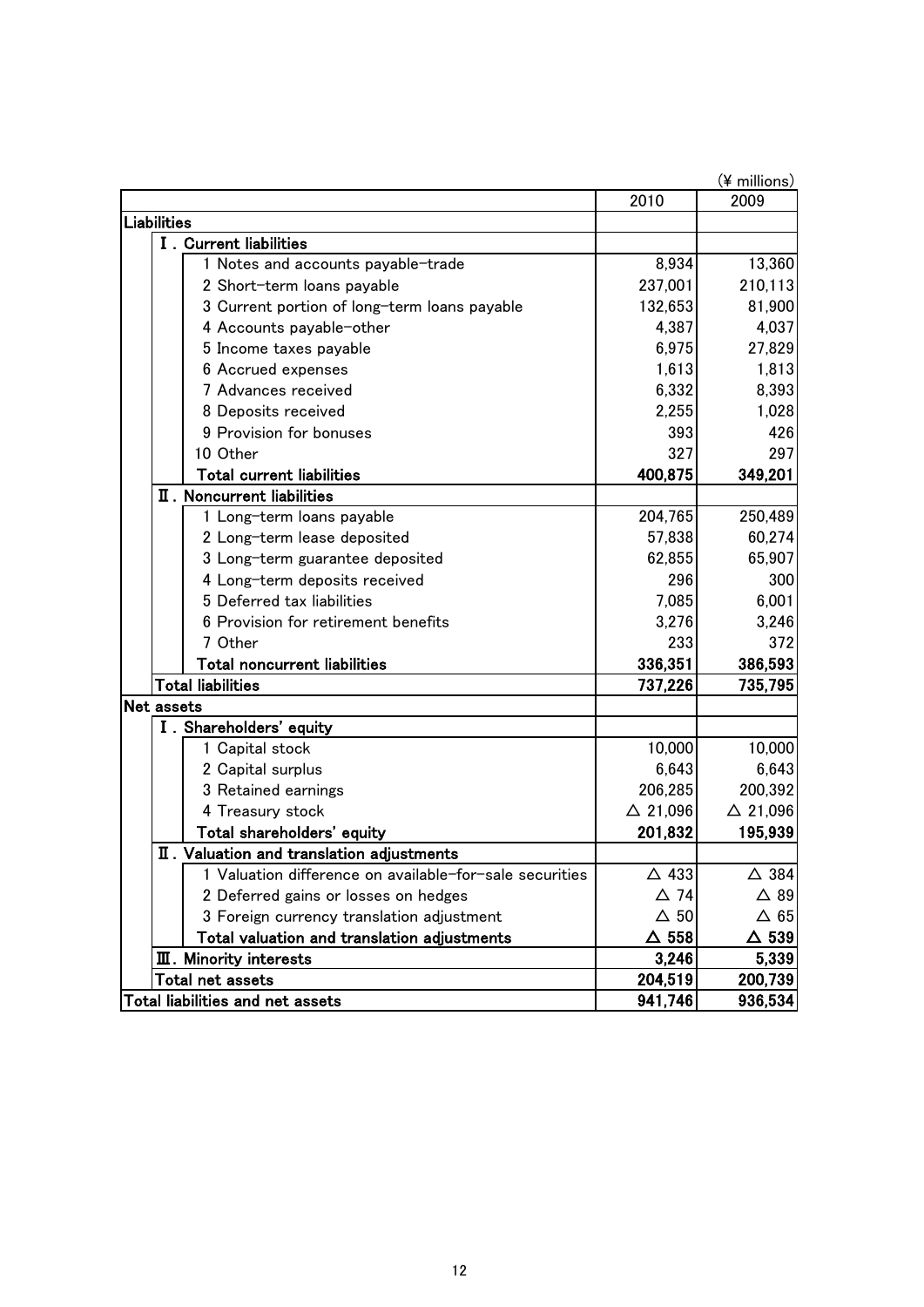(¥ millions)

| | 2010 | 2009 |
|---|---|---|
| **Liabilities** | | |
| **Ⅰ. Current liabilities** | | |
| 1 Notes and accounts payable-trade | 8,934 | 13,360 |
| 2 Short-term loans payable | 237,001 | 210,113 |
| 3 Current portion of long-term loans payable | 132,653 | 81,900 |
| 4 Accounts payable-other | 4,387 | 4,037 |
| 5 Income taxes payable | 6,975 | 27,829 |
| 6 Accrued expenses | 1,613 | 1,813 |
| 7 Advances received | 6,332 | 8,393 |
| 8 Deposits received | 2,255 | 1,028 |
| 9 Provision for bonuses | 393 | 426 |
| 10 Other | 327 | 297 |
| **Total current liabilities** | **400,875** | **349,201** |
| **Ⅱ. Noncurrent liabilities** | | |
| 1 Long-term loans payable | 204,765 | 250,489 |
| 2 Long-term lease deposited | 57,838 | 60,274 |
| 3 Long-term guarantee deposited | 62,855 | 65,907 |
| 4 Long-term deposits received | 296 | 300 |
| 5 Deferred tax liabilities | 7,085 | 6,001 |
| 6 Provision for retirement benefits | 3,276 | 3,246 |
| 7 Other | 233 | 372 |
| **Total noncurrent liabilities** | **336,351** | **386,593** |
| **Total liabilities** | **737,226** | **735,795** |
| **Net assets** | | |
| **Ⅰ. Shareholders' equity** | | |
| 1 Capital stock | 10,000 | 10,000 |
| 2 Capital surplus | 6,643 | 6,643 |
| 3 Retained earnings | 206,285 | 200,392 |
| 4 Treasury stock | △ 21,096 | △ 21,096 |
| **Total shareholders' equity** | **201,832** | **195,939** |
| **Ⅱ. Valuation and translation adjustments** | | |
| 1 Valuation difference on available-for-sale securities | △ 433 | △ 384 |
| 2 Deferred gains or losses on hedges | △ 74 | △ 89 |
| 3 Foreign currency translation adjustment | △ 50 | △ 65 |
| **Total valuation and translation adjustments** | **△ 558** | **△ 539** |
| **Ⅲ. Minority interests** | **3,246** | **5,339** |
| **Total net assets** | **204,519** | **200,739** |
| **Total liabilities and net assets** | **941,746** | **936,534** |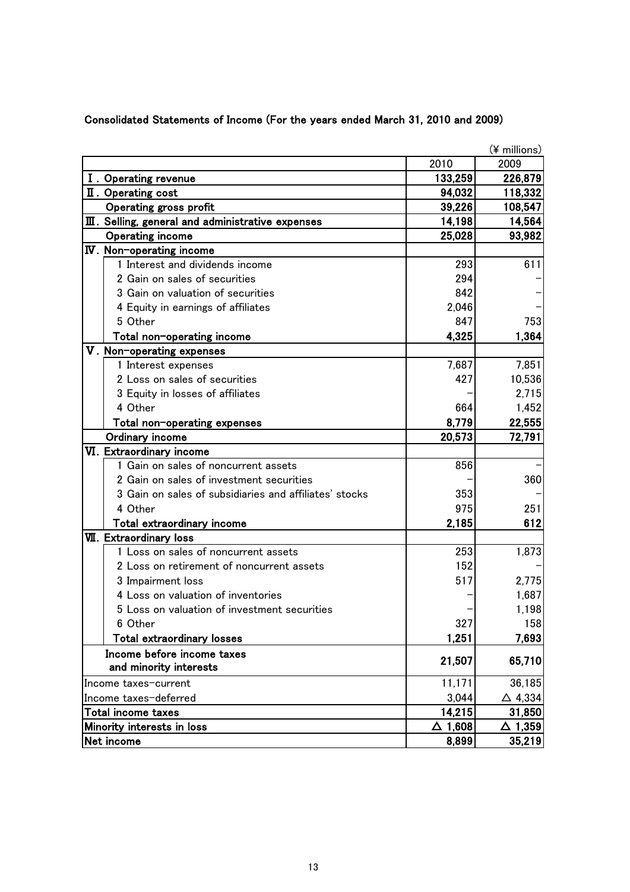Consolidated Statements of Income (For the years ended March 31, 2010 and 2009)

(¥ millions)

| | 2010 | 2009 |
|---|---|---|
| **Ⅰ. Operating revenue** | **133,259** | **226,879** |
| **Ⅱ. Operating cost** | **94,032** | **118,332** |
| **Operating gross profit** | **39,226** | **108,547** |
| **Ⅲ. Selling, general and administrative expenses** | **14,198** | **14,564** |
| **Operating income** | **25,028** | **93,982** |
| **Ⅳ. Non-operating income** | | |
| 1 Interest and dividends income | 293 | 611 |
| 2 Gain on sales of securities | 294 | － |
| 3 Gain on valuation of securities | 842 | － |
| 4 Equity in earnings of affiliates | 2,046 | － |
| 5 Other | 847 | 753 |
| **Total non-operating income** | **4,325** | **1,364** |
| **Ⅴ. Non-operating expenses** | | |
| 1 Interest expenses | 7,687 | 7,851 |
| 2 Loss on sales of securities | 427 | 10,536 |
| 3 Equity in losses of affiliates | － | 2,715 |
| 4 Other | 664 | 1,452 |
| **Total non-operating expenses** | **8,779** | **22,555** |
| **Ordinary income** | **20,573** | **72,791** |
| **Ⅵ. Extraordinary income** | | |
| 1 Gain on sales of noncurrent assets | 856 | － |
| 2 Gain on sales of investment securities | － | 360 |
| 3 Gain on sales of subsidiaries and affiliates' stocks | 353 | － |
| 4 Other | 975 | 251 |
| **Total extraordinary income** | **2,185** | **612** |
| **Ⅶ. Extraordinary loss** | | |
| 1 Loss on sales of noncurrent assets | 253 | 1,873 |
| 2 Loss on retirement of noncurrent assets | 152 | － |
| 3 Impairment loss | 517 | 2,775 |
| 4 Loss on valuation of inventories | － | 1,687 |
| 5 Loss on valuation of investment securities | － | 1,198 |
| 6 Other | 327 | 158 |
| **Total extraordinary losses** | **1,251** | **7,693** |
| **Income before income taxes and minority interests** | **21,507** | **65,710** |
| Income taxes-current | 11,171 | 36,185 |
| Income taxes-deferred | 3,044 | △ 4,334 |
| **Total income taxes** | **14,215** | **31,850** |
| **Minority interests in loss** | **△ 1,608** | **△ 1,359** |
| **Net income** | **8,899** | **35,219** |